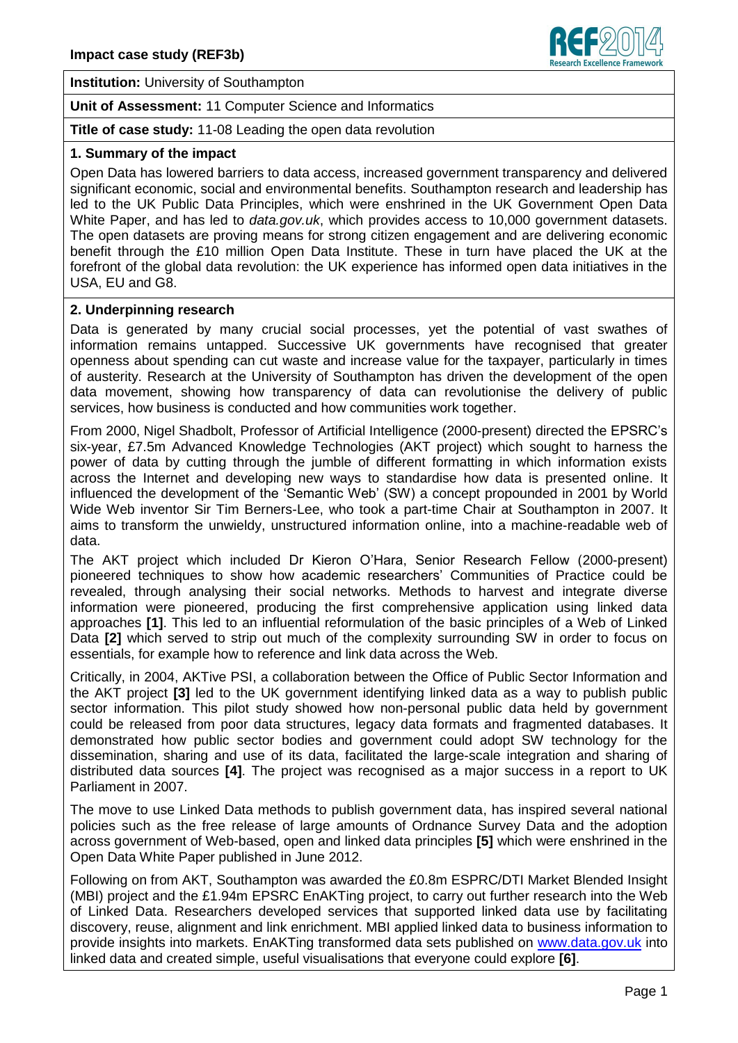**Institution:** University of Southampton

**Unit of Assessment:** 11 Computer Science and Informatics

**Title of case study:** 11-08 Leading the open data revolution

## 1. Summary of the impact

Open Data has lowered barriers to data access, increased government transparency and delivered significant economic, social and environmental benefits. Southampton research and leadership has led to the UK Public Data Principles, which were enshrined in the UK Government Open Data White Paper, and has led to *data.gov.uk*, which provides access to 10,000 government datasets. The open datasets are proving means for strong citizen engagement and are delivering economic benefit through the £10 million Open Data Institute. These in turn have placed the UK at the forefront of the global data revolution: the UK experience has informed open data initiatives in the USA, EU and G8.

## 2. Underpinning research

Data is generated by many crucial social processes, yet the potential of vast swathes of information remains untapped. Successive UK governments have recognised that greater openness about spending can cut waste and increase value for the taxpayer, particularly in times of austerity. Research at the University of Southampton has driven the development of the open data movement, showing how transparency of data can revolutionise the delivery of public services, how business is conducted and how communities work together.

From 2000, Nigel Shadbolt, Professor of Artificial Intelligence (2000-present) directed the EPSRC's six-year, £7.5m Advanced Knowledge Technologies (AKT project) which sought to harness the power of data by cutting through the jumble of different formatting in which information exists across the Internet and developing new ways to standardise how data is presented online. It influenced the development of the 'Semantic Web' (SW) a concept propounded in 2001 by World Wide Web inventor Sir Tim Berners-Lee, who took a part-time Chair at Southampton in 2007. It aims to transform the unwieldy, unstructured information online, into a machine-readable web of data.

The AKT project which included Dr Kieron O'Hara, Senior Research Fellow (2000-present) pioneered techniques to show how academic researchers' Communities of Practice could be revealed, through analysing their social networks. Methods to harvest and integrate diverse information were pioneered, producing the first comprehensive application using linked data approaches **[1]**. This led to an influential reformulation of the basic principles of a Web of Linked Data **[2]** which served to strip out much of the complexity surrounding SW in order to focus on essentials, for example how to reference and link data across the Web.

Critically, in 2004, AKTive PSI, a collaboration between the Office of Public Sector Information and the AKT project **[3]** led to the UK government identifying linked data as a way to publish public sector information. This pilot study showed how non-personal public data held by government could be released from poor data structures, legacy data formats and fragmented databases. It demonstrated how public sector bodies and government could adopt SW technology for the dissemination, sharing and use of its data, facilitated the large-scale integration and sharing of distributed data sources **[4]**. The project was recognised as a major success in a report to UK Parliament in 2007.

The move to use Linked Data methods to publish government data, has inspired several national policies such as the free release of large amounts of Ordnance Survey Data and the adoption across government of Web-based, open and linked data principles **[5]** which were enshrined in the Open Data White Paper published in June 2012.

Following on from AKT, Southampton was awarded the £0.8m ESPRC/DTI Market Blended Insight (MBI) project and the £1.94m EPSRC EnAKTing project, to carry out further research into the Web of Linked Data. Researchers developed services that supported linked data use by facilitating discovery, reuse, alignment and link enrichment. MBI applied linked data to business information to provide insights into markets. EnAKTing transformed data sets published on www.data.gov.uk into linked data and created simple, useful visualisations that everyone could explore **[6]**.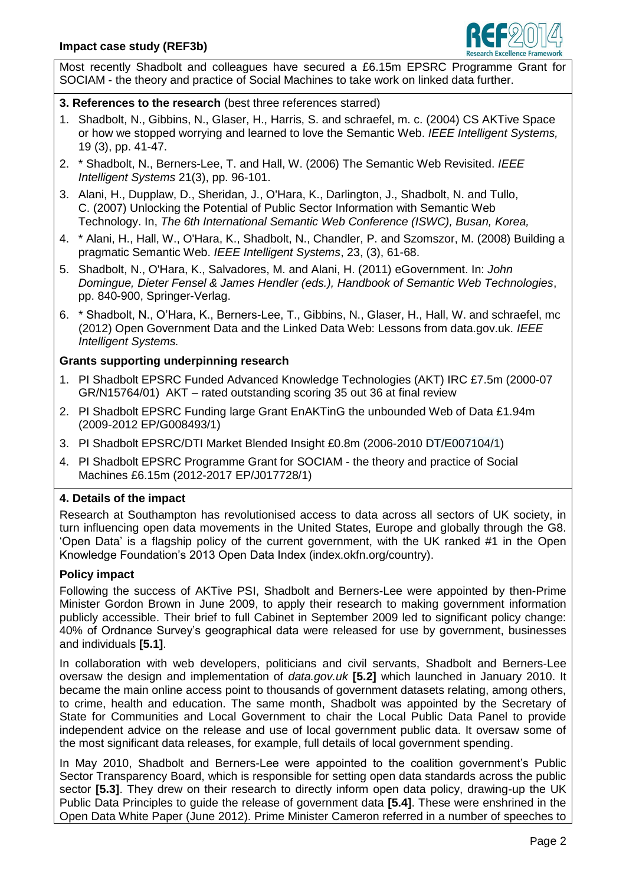Most recently Shadbolt and colleagues have secured a £6.15m EPSRC Programme Grant for SOCIAM - the theory and practice of Social Machines to take work on linked data further.

## 3. References to the research (best three references starred)

1. Shadbolt, N., Gibbins, N., Glaser, H., Harris, S. and schraefel, m. c. (2004) CS AKTive Space or how we stopped worrying and learned to love the Semantic Web. *IEEE Intelligent Systems,* 19 (3), pp. 41-47.
2. * Shadbolt, N., Berners-Lee, T. and Hall, W. (2006) The Semantic Web Revisited. *IEEE Intelligent Systems* 21(3), pp. 96-101.
3. Alani, H., Dupplaw, D., Sheridan, J., O'Hara, K., Darlington, J., Shadbolt, N. and Tullo, C. (2007) Unlocking the Potential of Public Sector Information with Semantic Web Technology. In, *The 6th International Semantic Web Conference (ISWC), Busan, Korea,*
4. * Alani, H., Hall, W., O'Hara, K., Shadbolt, N., Chandler, P. and Szomszor, M. (2008) Building a pragmatic Semantic Web. *IEEE Intelligent Systems*, 23, (3), 61-68.
5. Shadbolt, N., O'Hara, K., Salvadores, M. and Alani, H. (2011) eGovernment. In: *John Domingue, Dieter Fensel & James Hendler (eds.), Handbook of Semantic Web Technologies*, pp. 840-900, Springer-Verlag.
6. * Shadbolt, N., O'Hara, K., Berners-Lee, T., Gibbins, N., Glaser, H., Hall, W. and schraefel, mc (2012) Open Government Data and the Linked Data Web: Lessons from data.gov.uk. *IEEE Intelligent Systems.*

### Grants supporting underpinning research

1. PI Shadbolt EPSRC Funded Advanced Knowledge Technologies (AKT) IRC £7.5m (2000-07 GR/N15764/01) AKT – rated outstanding scoring 35 out 36 at final review
2. PI Shadbolt EPSRC Funding large Grant EnAKTinG the unbounded Web of Data £1.94m (2009-2012 EP/G008493/1)
3. PI Shadbolt EPSRC/DTI Market Blended Insight £0.8m (2006-2010 DT/E007104/1)
4. PI Shadbolt EPSRC Programme Grant for SOCIAM - the theory and practice of Social Machines £6.15m (2012-2017 EP/J017728/1)

## 4. Details of the impact

Research at Southampton has revolutionised access to data across all sectors of UK society, in turn influencing open data movements in the United States, Europe and globally through the G8. 'Open Data' is a flagship policy of the current government, with the UK ranked #1 in the Open Knowledge Foundation's 2013 Open Data Index (index.okfn.org/country).

### Policy impact

Following the success of AKTive PSI, Shadbolt and Berners-Lee were appointed by then-Prime Minister Gordon Brown in June 2009, to apply their research to making government information publicly accessible. Their brief to full Cabinet in September 2009 led to significant policy change: 40% of Ordnance Survey's geographical data were released for use by government, businesses and individuals **[5.1]**.

In collaboration with web developers, politicians and civil servants, Shadbolt and Berners-Lee oversaw the design and implementation of *data.gov.uk* **[5.2]** which launched in January 2010. It became the main online access point to thousands of government datasets relating, among others, to crime, health and education. The same month, Shadbolt was appointed by the Secretary of State for Communities and Local Government to chair the Local Public Data Panel to provide independent advice on the release and use of local government public data. It oversaw some of the most significant data releases, for example, full details of local government spending.

In May 2010, Shadbolt and Berners-Lee were appointed to the coalition government's Public Sector Transparency Board, which is responsible for setting open data standards across the public sector **[5.3]**. They drew on their research to directly inform open data policy, drawing-up the UK Public Data Principles to guide the release of government data **[5.4]**. These were enshrined in the Open Data White Paper (June 2012). Prime Minister Cameron referred in a number of speeches to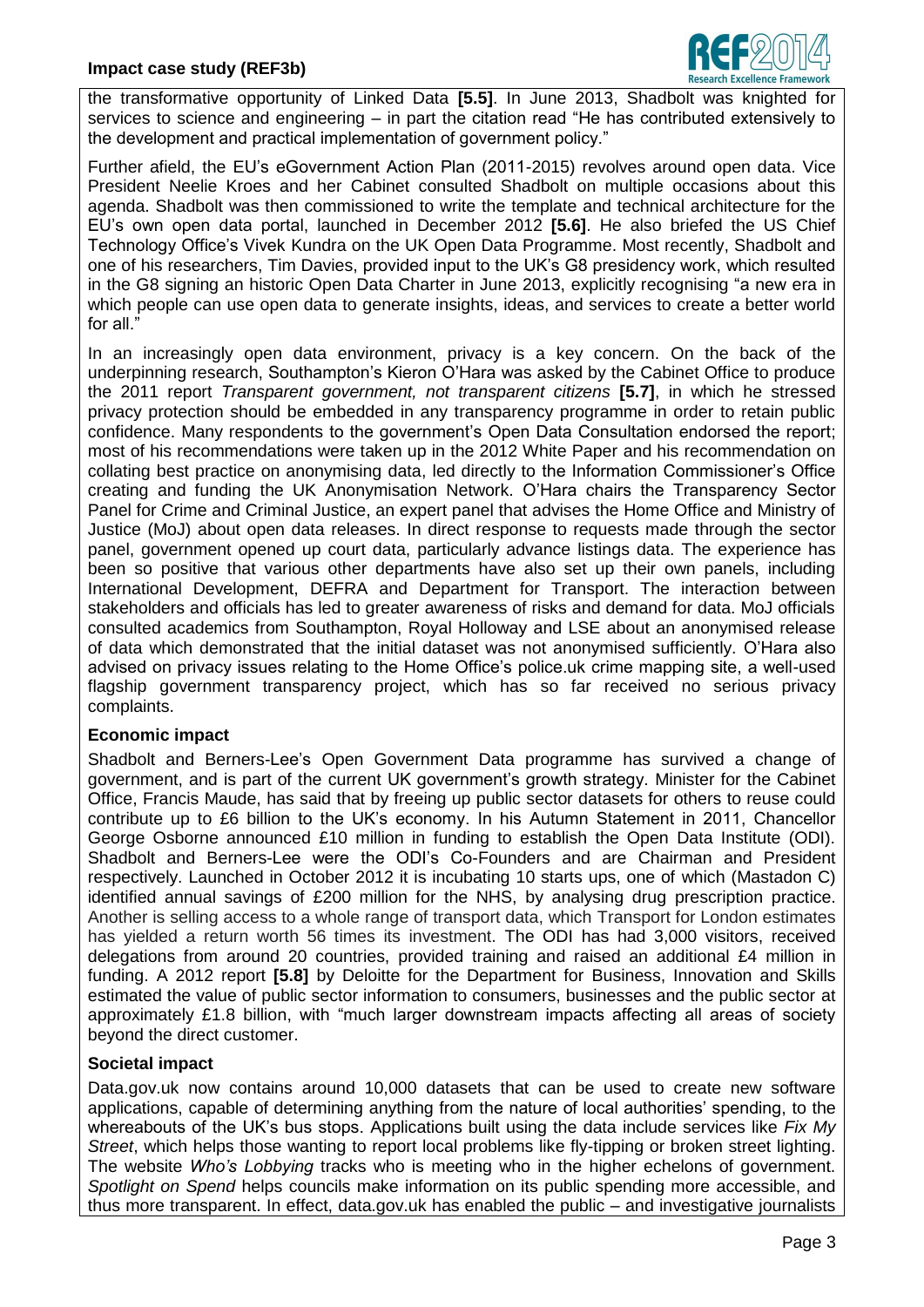the transformative opportunity of Linked Data **[5.5]**. In June 2013, Shadbolt was knighted for services to science and engineering – in part the citation read "He has contributed extensively to the development and practical implementation of government policy."

Further afield, the EU's eGovernment Action Plan (2011-2015) revolves around open data. Vice President Neelie Kroes and her Cabinet consulted Shadbolt on multiple occasions about this agenda. Shadbolt was then commissioned to write the template and technical architecture for the EU's own open data portal, launched in December 2012 **[5.6]**. He also briefed the US Chief Technology Office's Vivek Kundra on the UK Open Data Programme. Most recently, Shadbolt and one of his researchers, Tim Davies, provided input to the UK's G8 presidency work, which resulted in the G8 signing an historic Open Data Charter in June 2013, explicitly recognising "a new era in which people can use open data to generate insights, ideas, and services to create a better world for all."

In an increasingly open data environment, privacy is a key concern. On the back of the underpinning research, Southampton's Kieron O'Hara was asked by the Cabinet Office to produce the 2011 report *Transparent government, not transparent citizens* **[5.7]**, in which he stressed privacy protection should be embedded in any transparency programme in order to retain public confidence. Many respondents to the government's Open Data Consultation endorsed the report; most of his recommendations were taken up in the 2012 White Paper and his recommendation on collating best practice on anonymising data, led directly to the Information Commissioner's Office creating and funding the UK Anonymisation Network. O'Hara chairs the Transparency Sector Panel for Crime and Criminal Justice, an expert panel that advises the Home Office and Ministry of Justice (MoJ) about open data releases. In direct response to requests made through the sector panel, government opened up court data, particularly advance listings data. The experience has been so positive that various other departments have also set up their own panels, including International Development, DEFRA and Department for Transport. The interaction between stakeholders and officials has led to greater awareness of risks and demand for data. MoJ officials consulted academics from Southampton, Royal Holloway and LSE about an anonymised release of data which demonstrated that the initial dataset was not anonymised sufficiently. O'Hara also advised on privacy issues relating to the Home Office's police.uk crime mapping site, a well-used flagship government transparency project, which has so far received no serious privacy complaints.

**Economic impact**

Shadbolt and Berners-Lee's Open Government Data programme has survived a change of government, and is part of the current UK government's growth strategy. Minister for the Cabinet Office, Francis Maude, has said that by freeing up public sector datasets for others to reuse could contribute up to £6 billion to the UK's economy. In his Autumn Statement in 2011, Chancellor George Osborne announced £10 million in funding to establish the Open Data Institute (ODI). Shadbolt and Berners-Lee were the ODI's Co-Founders and are Chairman and President respectively. Launched in October 2012 it is incubating 10 starts ups, one of which (Mastadon C) identified annual savings of £200 million for the NHS, by analysing drug prescription practice. Another is selling access to a whole range of transport data, which Transport for London estimates has yielded a return worth 56 times its investment. The ODI has had 3,000 visitors, received delegations from around 20 countries, provided training and raised an additional £4 million in funding. A 2012 report **[5.8]** by Deloitte for the Department for Business, Innovation and Skills estimated the value of public sector information to consumers, businesses and the public sector at approximately £1.8 billion, with "much larger downstream impacts affecting all areas of society beyond the direct customer.

**Societal impact**

Data.gov.uk now contains around 10,000 datasets that can be used to create new software applications, capable of determining anything from the nature of local authorities' spending, to the whereabouts of the UK's bus stops. Applications built using the data include services like *Fix My Street*, which helps those wanting to report local problems like fly-tipping or broken street lighting. The website *Who's Lobbying* tracks who is meeting who in the higher echelons of government. *Spotlight on Spend* helps councils make information on its public spending more accessible, and thus more transparent. In effect, data.gov.uk has enabled the public – and investigative journalists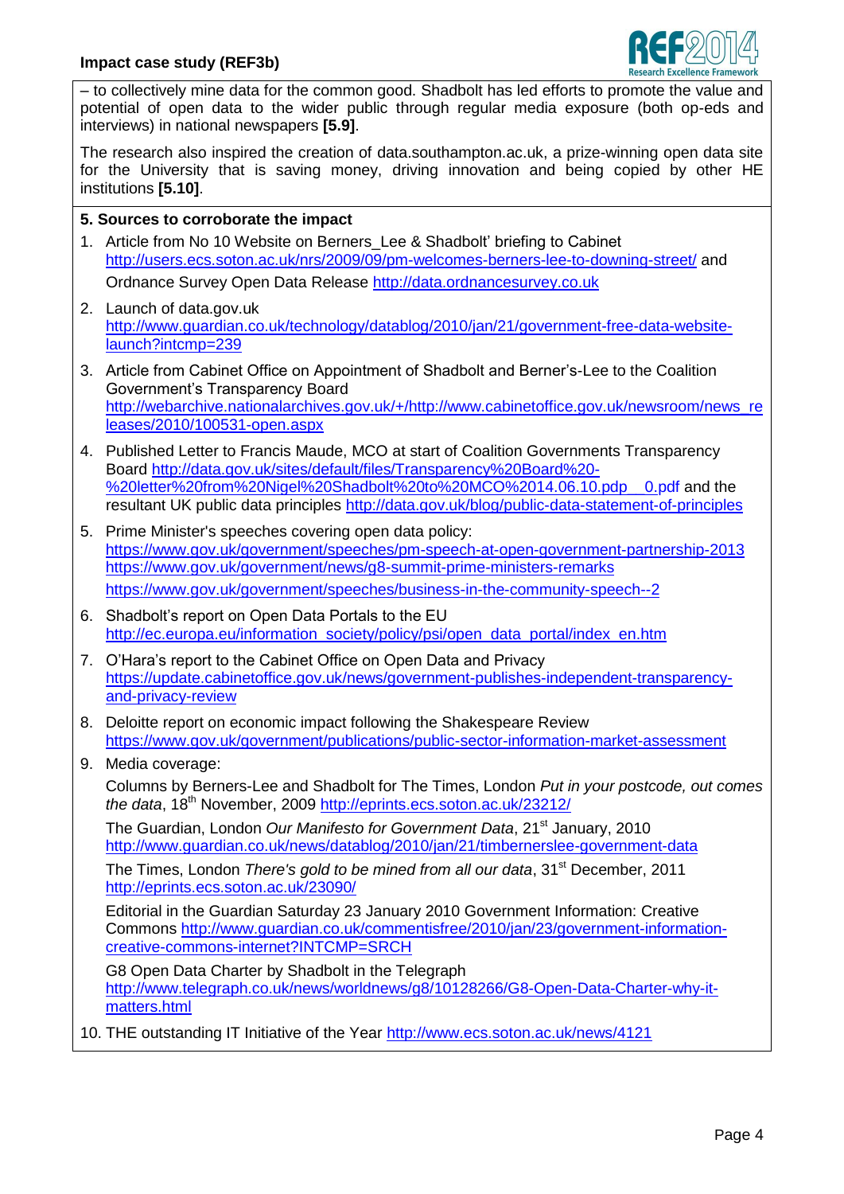– to collectively mine data for the common good. Shadbolt has led efforts to promote the value and potential of open data to the wider public through regular media exposure (both op-eds and interviews) in national newspapers **[5.9]**.

The research also inspired the creation of data.southampton.ac.uk, a prize-winning open data site for the University that is saving money, driving innovation and being copied by other HE institutions **[5.10]**.

**5. Sources to corroborate the impact**

1. Article from No 10 Website on Berners_Lee & Shadbolt' briefing to Cabinet http://users.ecs.soton.ac.uk/nrs/2009/09/pm-welcomes-berners-lee-to-downing-street/ and Ordnance Survey Open Data Release http://data.ordnancesurvey.co.uk
2. Launch of data.gov.uk http://www.guardian.co.uk/technology/datablog/2010/jan/21/government-free-data-website-launch?intcmp=239
3. Article from Cabinet Office on Appointment of Shadbolt and Berner's-Lee to the Coalition Government's Transparency Board http://webarchive.nationalarchives.gov.uk/+/http://www.cabinetoffice.gov.uk/newsroom/news_releases/2010/100531-open.aspx
4. Published Letter to Francis Maude, MCO at start of Coalition Governments Transparency Board http://data.gov.uk/sites/default/files/Transparency%20Board%20-%20letter%20from%20Nigel%20Shadbolt%20to%20MCO%2014.06.10.pdp__0.pdf and the resultant UK public data principles http://data.gov.uk/blog/public-data-statement-of-principles
5. Prime Minister's speeches covering open data policy: https://www.gov.uk/government/speeches/pm-speech-at-open-government-partnership-2013 https://www.gov.uk/government/news/g8-summit-prime-ministers-remarks https://www.gov.uk/government/speeches/business-in-the-community-speech--2
6. Shadbolt's report on Open Data Portals to the EU http://ec.europa.eu/information_society/policy/psi/open_data_portal/index_en.htm
7. O'Hara's report to the Cabinet Office on Open Data and Privacy https://update.cabinetoffice.gov.uk/news/government-publishes-independent-transparency-and-privacy-review
8. Deloitte report on economic impact following the Shakespeare Review https://www.gov.uk/government/publications/public-sector-information-market-assessment
9. Media coverage:

   Columns by Berners-Lee and Shadbolt for The Times, London *Put in your postcode, out comes the data*, 18th November, 2009 http://eprints.ecs.soton.ac.uk/23212/

   The Guardian, London *Our Manifesto for Government Data*, 21st January, 2010 http://www.guardian.co.uk/news/datablog/2010/jan/21/timbernerslee-government-data

   The Times, London *There's gold to be mined from all our data*, 31st December, 2011 http://eprints.ecs.soton.ac.uk/23090/

   Editorial in the Guardian Saturday 23 January 2010 Government Information: Creative Commons http://www.guardian.co.uk/commentisfree/2010/jan/23/government-information-creative-commons-internet?INTCMP=SRCH

   G8 Open Data Charter by Shadbolt in the Telegraph http://www.telegraph.co.uk/news/worldnews/g8/10128266/G8-Open-Data-Charter-why-it-matters.html
10. THE outstanding IT Initiative of the Year http://www.ecs.soton.ac.uk/news/4121